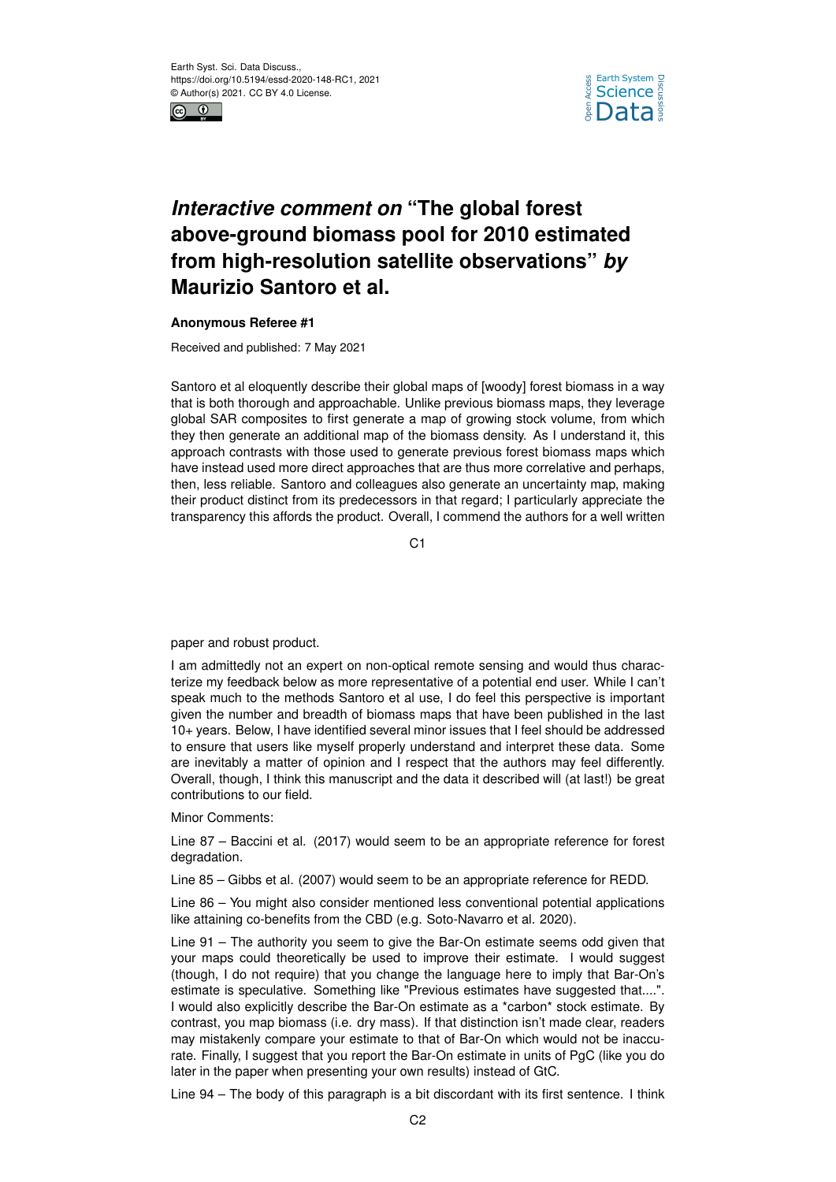# *Interactive comment on* "The global forest above-ground biomass pool for 2010 estimated from high-resolution satellite observations" *by* Maurizio Santoro et al.

**Anonymous Referee #1**

Received and published: 7 May 2021

Santoro et al eloquently describe their global maps of [woody] forest biomass in a way that is both thorough and approachable. Unlike previous biomass maps, they leverage global SAR composites to first generate a map of growing stock volume, from which they then generate an additional map of the biomass density. As I understand it, this approach contrasts with those used to generate previous forest biomass maps which have instead used more direct approaches that are thus more correlative and perhaps, then, less reliable. Santoro and colleagues also generate an uncertainty map, making their product distinct from its predecessors in that regard; I particularly appreciate the transparency this affords the product. Overall, I commend the authors for a well written paper and robust product.

I am admittedly not an expert on non-optical remote sensing and would thus characterize my feedback below as more representative of a potential end user. While I can't speak much to the methods Santoro et al use, I do feel this perspective is important given the number and breadth of biomass maps that have been published in the last 10+ years. Below, I have identified several minor issues that I feel should be addressed to ensure that users like myself properly understand and interpret these data. Some are inevitably a matter of opinion and I respect that the authors may feel differently. Overall, though, I think this manuscript and the data it described will (at last!) be great contributions to our field.

Minor Comments:

Line 87 – Baccini et al. (2017) would seem to be an appropriate reference for forest degradation.

Line 85 – Gibbs et al. (2007) would seem to be an appropriate reference for REDD.

Line 86 – You might also consider mentioned less conventional potential applications like attaining co-benefits from the CBD (e.g. Soto-Navarro et al. 2020).

Line 91 – The authority you seem to give the Bar-On estimate seems odd given that your maps could theoretically be used to improve their estimate. I would suggest (though, I do not require) that you change the language here to imply that Bar-On's estimate is speculative. Something like "Previous estimates have suggested that....". I would also explicitly describe the Bar-On estimate as a *carbon* stock estimate. By contrast, you map biomass (i.e. dry mass). If that distinction isn't made clear, readers may mistakenly compare your estimate to that of Bar-On which would not be inaccurate. Finally, I suggest that you report the Bar-On estimate in units of PgC (like you do later in the paper when presenting your own results) instead of GtC.

Line 94 – The body of this paragraph is a bit discordant with its first sentence. I think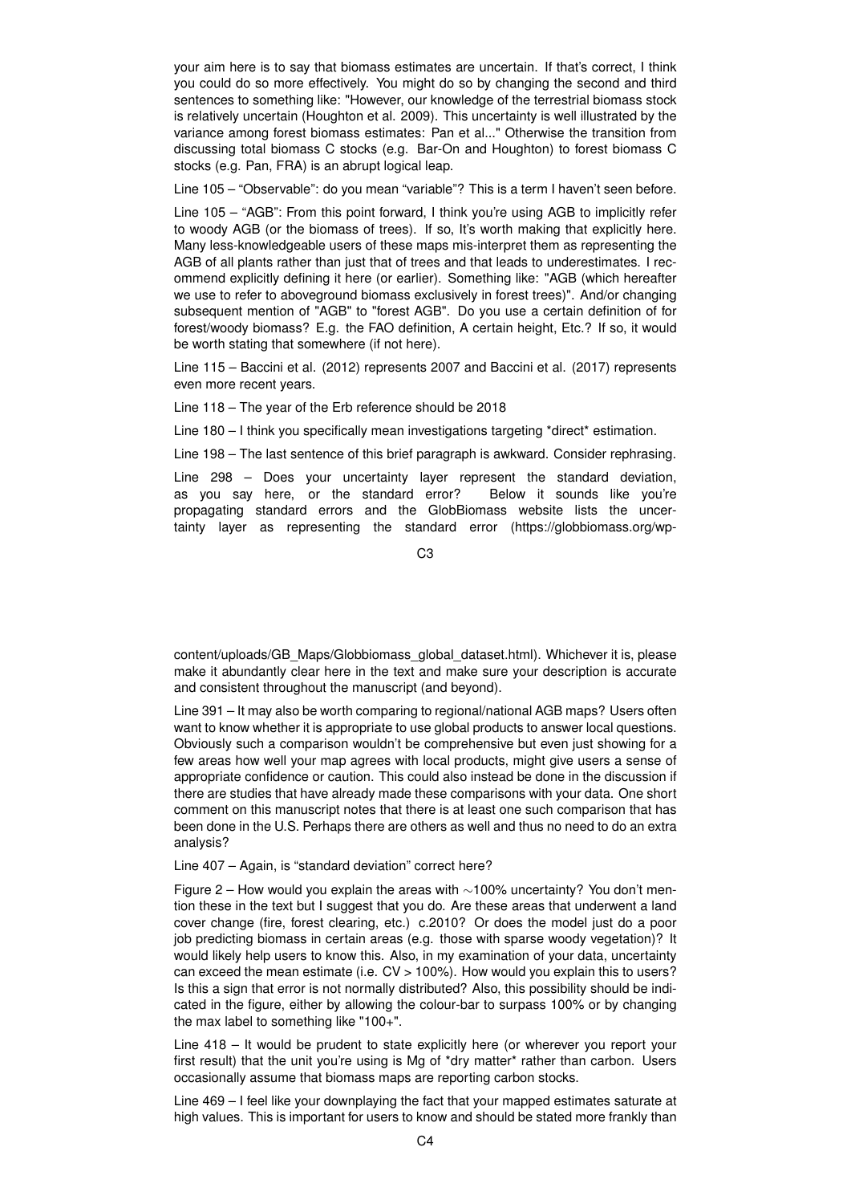your aim here is to say that biomass estimates are uncertain. If that's correct, I think you could do so more effectively. You might do so by changing the second and third sentences to something like: "However, our knowledge of the terrestrial biomass stock is relatively uncertain (Houghton et al. 2009). This uncertainty is well illustrated by the variance among forest biomass estimates: Pan et al..." Otherwise the transition from discussing total biomass C stocks (e.g. Bar-On and Houghton) to forest biomass C stocks (e.g. Pan, FRA) is an abrupt logical leap.

Line 105 – "Observable": do you mean "variable"? This is a term I haven't seen before.

Line 105 – "AGB": From this point forward, I think you're using AGB to implicitly refer to woody AGB (or the biomass of trees). If so, It's worth making that explicitly here. Many less-knowledgeable users of these maps mis-interpret them as representing the AGB of all plants rather than just that of trees and that leads to underestimates. I recommend explicitly defining it here (or earlier). Something like: "AGB (which hereafter we use to refer to aboveground biomass exclusively in forest trees)". And/or changing subsequent mention of "AGB" to "forest AGB". Do you use a certain definition of for forest/woody biomass? E.g. the FAO definition, A certain height, Etc.? If so, it would be worth stating that somewhere (if not here).

Line 115 – Baccini et al. (2012) represents 2007 and Baccini et al. (2017) represents even more recent years.

Line 118 – The year of the Erb reference should be 2018

Line 180 – I think you specifically mean investigations targeting *direct* estimation.

Line 198 – The last sentence of this brief paragraph is awkward. Consider rephrasing.

Line 298 – Does your uncertainty layer represent the standard deviation, as you say here, or the standard error? Below it sounds like you're propagating standard errors and the GlobBiomass website lists the uncertainty layer as representing the standard error (https://globbiomass.org/wp-content/uploads/GB_Maps/Globbiomass_global_dataset.html). Whichever it is, please make it abundantly clear here in the text and make sure your description is accurate and consistent throughout the manuscript (and beyond).

Line 391 – It may also be worth comparing to regional/national AGB maps? Users often want to know whether it is appropriate to use global products to answer local questions. Obviously such a comparison wouldn't be comprehensive but even just showing for a few areas how well your map agrees with local products, might give users a sense of appropriate confidence or caution. This could also instead be done in the discussion if there are studies that have already made these comparisons with your data. One short comment on this manuscript notes that there is at least one such comparison that has been done in the U.S. Perhaps there are others as well and thus no need to do an extra analysis?

Line 407 – Again, is "standard deviation" correct here?

Figure 2 – How would you explain the areas with ~100% uncertainty? You don't mention these in the text but I suggest that you do. Are these areas that underwent a land cover change (fire, forest clearing, etc.) c.2010? Or does the model just do a poor job predicting biomass in certain areas (e.g. those with sparse woody vegetation)? It would likely help users to know this. Also, in my examination of your data, uncertainty can exceed the mean estimate (i.e. CV > 100%). How would you explain this to users? Is this a sign that error is not normally distributed? Also, this possibility should be indicated in the figure, either by allowing the colour-bar to surpass 100% or by changing the max label to something like "100+".

Line 418 – It would be prudent to state explicitly here (or wherever you report your first result) that the unit you're using is Mg of *dry matter* rather than carbon. Users occasionally assume that biomass maps are reporting carbon stocks.

Line 469 – I feel like your downplaying the fact that your mapped estimates saturate at high values. This is important for users to know and should be stated more frankly than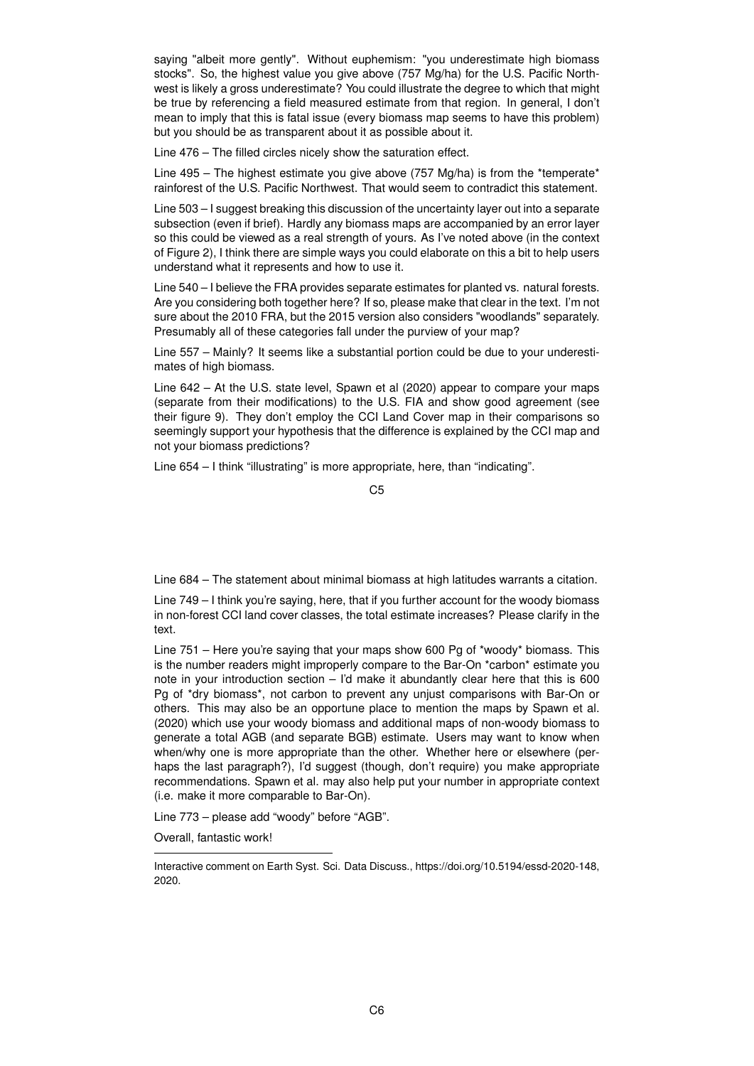saying "albeit more gently". Without euphemism: "you underestimate high biomass stocks". So, the highest value you give above (757 Mg/ha) for the U.S. Pacific Northwest is likely a gross underestimate? You could illustrate the degree to which that might be true by referencing a field measured estimate from that region. In general, I don't mean to imply that this is fatal issue (every biomass map seems to have this problem) but you should be as transparent about it as possible about it.

Line 476 – The filled circles nicely show the saturation effect.

Line 495 – The highest estimate you give above (757 Mg/ha) is from the *temperate* rainforest of the U.S. Pacific Northwest. That would seem to contradict this statement.

Line 503 – I suggest breaking this discussion of the uncertainty layer out into a separate subsection (even if brief). Hardly any biomass maps are accompanied by an error layer so this could be viewed as a real strength of yours. As I've noted above (in the context of Figure 2), I think there are simple ways you could elaborate on this a bit to help users understand what it represents and how to use it.

Line 540 – I believe the FRA provides separate estimates for planted vs. natural forests. Are you considering both together here? If so, please make that clear in the text. I'm not sure about the 2010 FRA, but the 2015 version also considers "woodlands" separately. Presumably all of these categories fall under the purview of your map?

Line 557 – Mainly? It seems like a substantial portion could be due to your underestimates of high biomass.

Line 642 – At the U.S. state level, Spawn et al (2020) appear to compare your maps (separate from their modifications) to the U.S. FIA and show good agreement (see their figure 9). They don't employ the CCI Land Cover map in their comparisons so seemingly support your hypothesis that the difference is explained by the CCI map and not your biomass predictions?

Line 654 – I think "illustrating" is more appropriate, here, than "indicating".

Line 684 – The statement about minimal biomass at high latitudes warrants a citation.

Line 749 – I think you're saying, here, that if you further account for the woody biomass in non-forest CCI land cover classes, the total estimate increases? Please clarify in the text.

Line 751 – Here you're saying that your maps show 600 Pg of *woody* biomass. This is the number readers might improperly compare to the Bar-On *carbon* estimate you note in your introduction section – I'd make it abundantly clear here that this is 600 Pg of *dry biomass*, not carbon to prevent any unjust comparisons with Bar-On or others. This may also be an opportune place to mention the maps by Spawn et al. (2020) which use your woody biomass and additional maps of non-woody biomass to generate a total AGB (and separate BGB) estimate. Users may want to know when when/why one is more appropriate than the other. Whether here or elsewhere (perhaps the last paragraph?), I'd suggest (though, don't require) you make appropriate recommendations. Spawn et al. may also help put your number in appropriate context (i.e. make it more comparable to Bar-On).

Line 773 – please add "woody" before "AGB".

Overall, fantastic work!

---

Interactive comment on Earth Syst. Sci. Data Discuss., https://doi.org/10.5194/essd-2020-148, 2020.